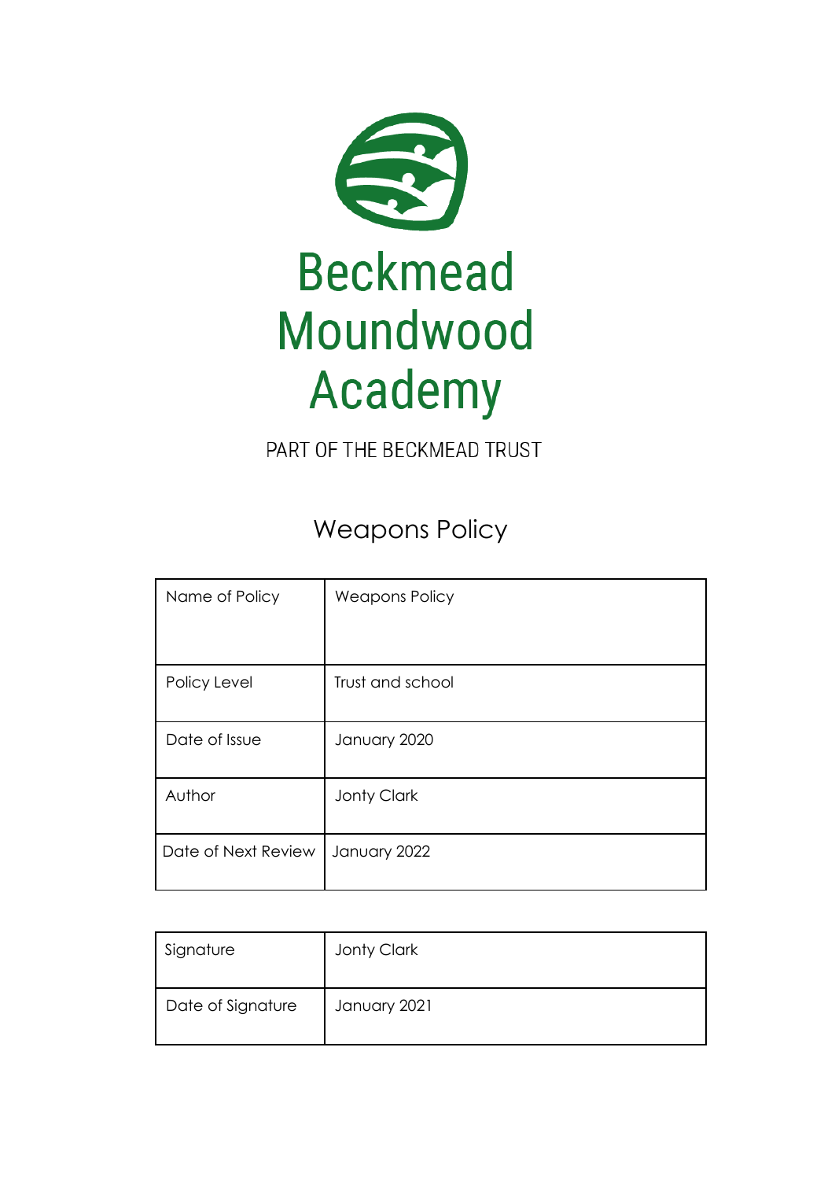# Beckmead Moundwood Academy

PART OF THE BECKMEAD TRUST

## Weapons Policy

| Name of Policy | Weapons Policy |
|---|---|
| Policy Level | Trust and school |
| Date of Issue | January 2020 |
| Author | Jonty Clark |
| Date of Next Review | January 2022 |

| Signature | Jonty Clark |
|---|---|
| Date of Signature | January 2021 |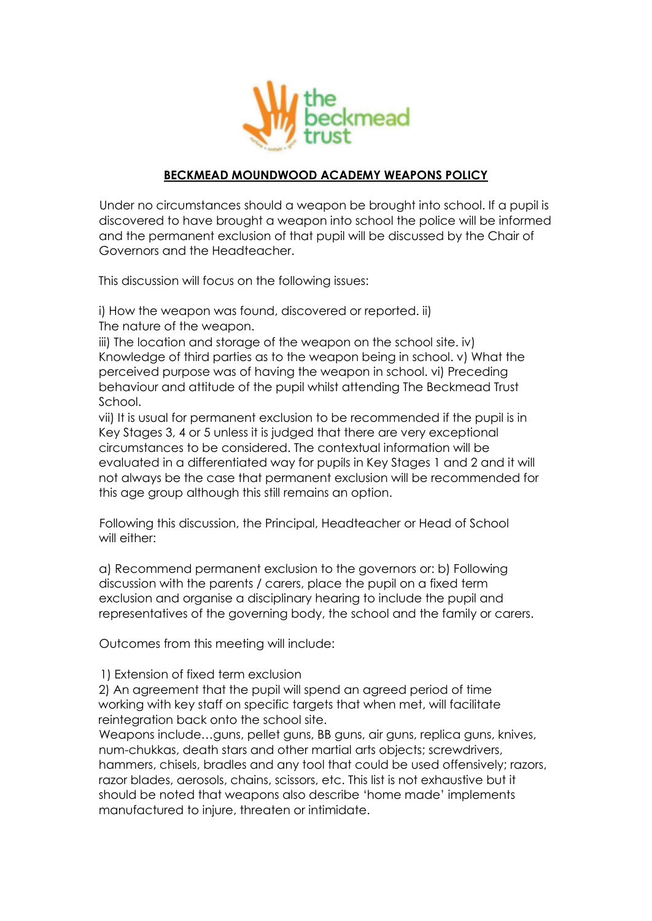# BECKMEAD MOUNDWOOD ACADEMY WEAPONS POLICY

Under no circumstances should a weapon be brought into school. If a pupil is discovered to have brought a weapon into school the police will be informed and the permanent exclusion of that pupil will be discussed by the Chair of Governors and the Headteacher.

This discussion will focus on the following issues:

i) How the weapon was found, discovered or reported.
ii) The nature of the weapon.
iii) The location and storage of the weapon on the school site.
iv) Knowledge of third parties as to the weapon being in school.
v) What the perceived purpose was of having the weapon in school.
vi) Preceding behaviour and attitude of the pupil whilst attending The Beckmead Trust School.
vii) It is usual for permanent exclusion to be recommended if the pupil is in Key Stages 3, 4 or 5 unless it is judged that there are very exceptional circumstances to be considered. The contextual information will be evaluated in a differentiated way for pupils in Key Stages 1 and 2 and it will not always be the case that permanent exclusion will be recommended for this age group although this still remains an option.

Following this discussion, the Principal, Headteacher or Head of School will either:

a) Recommend permanent exclusion to the governors or:
b) Following discussion with the parents / carers, place the pupil on a fixed term exclusion and organise a disciplinary hearing to include the pupil and representatives of the governing body, the school and the family or carers.

Outcomes from this meeting will include:

1) Extension of fixed term exclusion
2) An agreement that the pupil will spend an agreed period of time working with key staff on specific targets that when met, will facilitate reintegration back onto the school site.

Weapons include…guns, pellet guns, BB guns, air guns, replica guns, knives, num-chukkas, death stars and other martial arts objects; screwdrivers, hammers, chisels, bradles and any tool that could be used offensively; razors, razor blades, aerosols, chains, scissors, etc. This list is not exhaustive but it should be noted that weapons also describe 'home made' implements manufactured to injure, threaten or intimidate.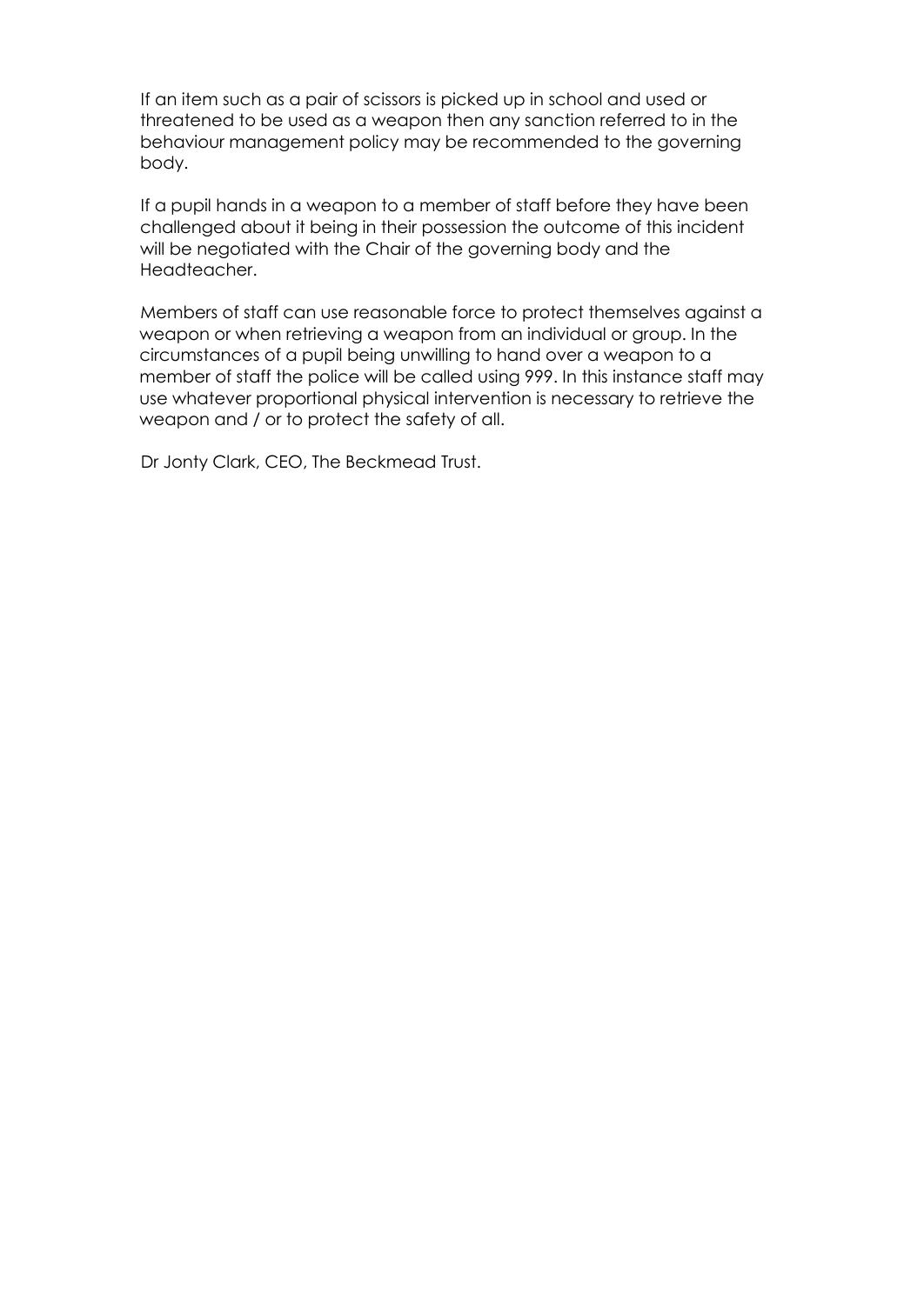If an item such as a pair of scissors is picked up in school and used or threatened to be used as a weapon then any sanction referred to in the behaviour management policy may be recommended to the governing body.

If a pupil hands in a weapon to a member of staff before they have been challenged about it being in their possession the outcome of this incident will be negotiated with the Chair of the governing body and the Headteacher.

Members of staff can use reasonable force to protect themselves against a weapon or when retrieving a weapon from an individual or group. In the circumstances of a pupil being unwilling to hand over a weapon to a member of staff the police will be called using 999. In this instance staff may use whatever proportional physical intervention is necessary to retrieve the weapon and / or to protect the safety of all.

Dr Jonty Clark, CEO, The Beckmead Trust.